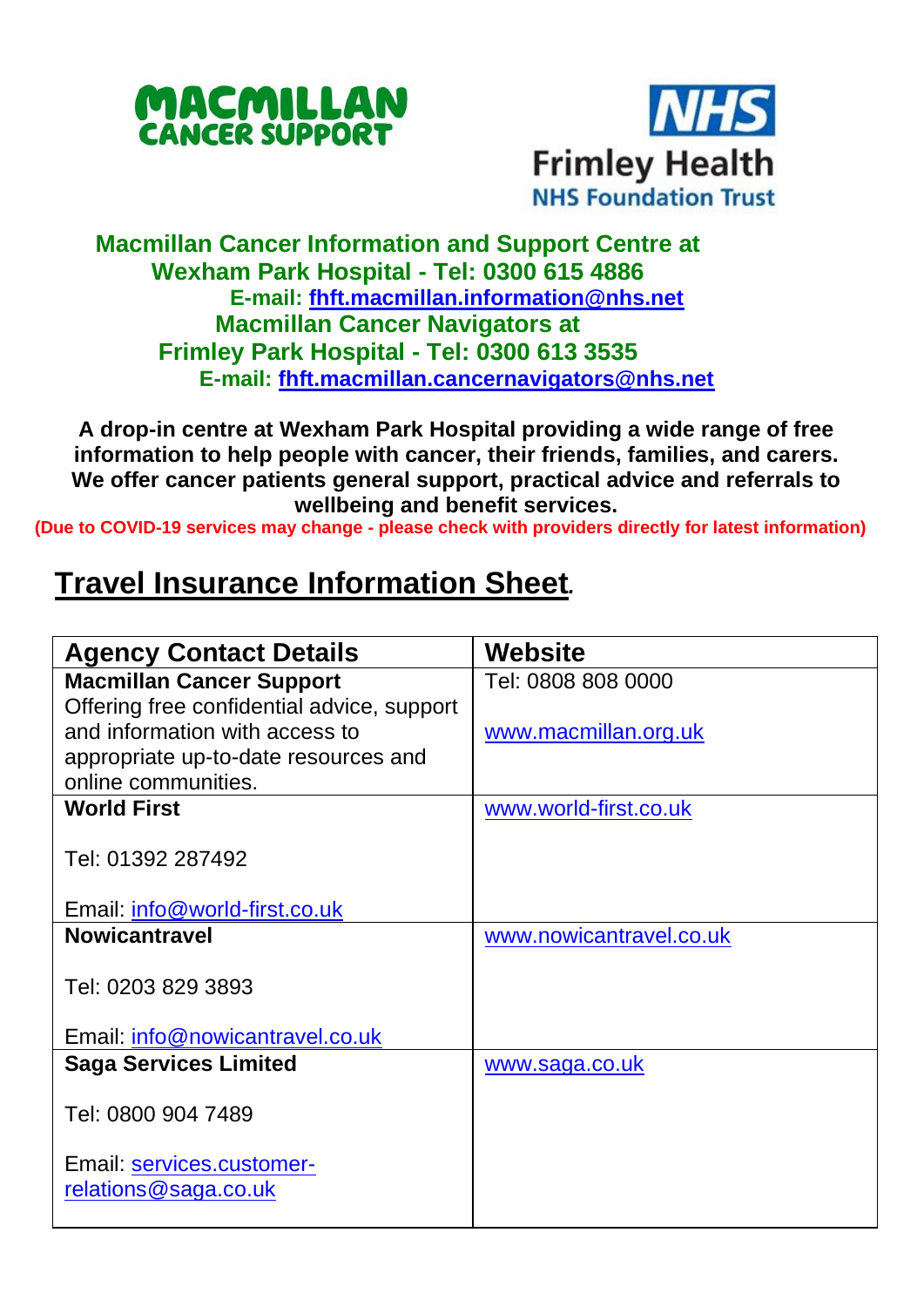MACMILLAN CANCER SUPPORT

NHS Frimley Health NHS Foundation Trust

**Macmillan Cancer Information and Support Centre at Wexham Park Hospital - Tel: 0300 615 4886**
**E-mail: fhft.macmillan.information@nhs.net**
**Macmillan Cancer Navigators at Frimley Park Hospital - Tel: 0300 613 3535**
**E-mail: fhft.macmillan.cancernavigators@nhs.net**

**A drop-in centre at Wexham Park Hospital providing a wide range of free information to help people with cancer, their friends, families, and carers. We offer cancer patients general support, practical advice and referrals to wellbeing and benefit services.**

**(Due to COVID-19 services may change - please check with providers directly for latest information)**

# Travel Insurance Information Sheet.

| Agency Contact Details | Website |
|---|---|
| **Macmillan Cancer Support**<br>Offering free confidential advice, support and information with access to appropriate up-to-date resources and online communities. | Tel: 0808 808 0000<br><br>www.macmillan.org.uk |
| **World First**<br><br>Tel: 01392 287492<br><br>Email: info@world-first.co.uk | www.world-first.co.uk |
| **Nowicantravel**<br><br>Tel: 0203 829 3893<br><br>Email: info@nowicantravel.co.uk | www.nowicantravel.co.uk |
| **Saga Services Limited**<br><br>Tel: 0800 904 7489<br><br>Email: services.customer-relations@saga.co.uk | www.saga.co.uk |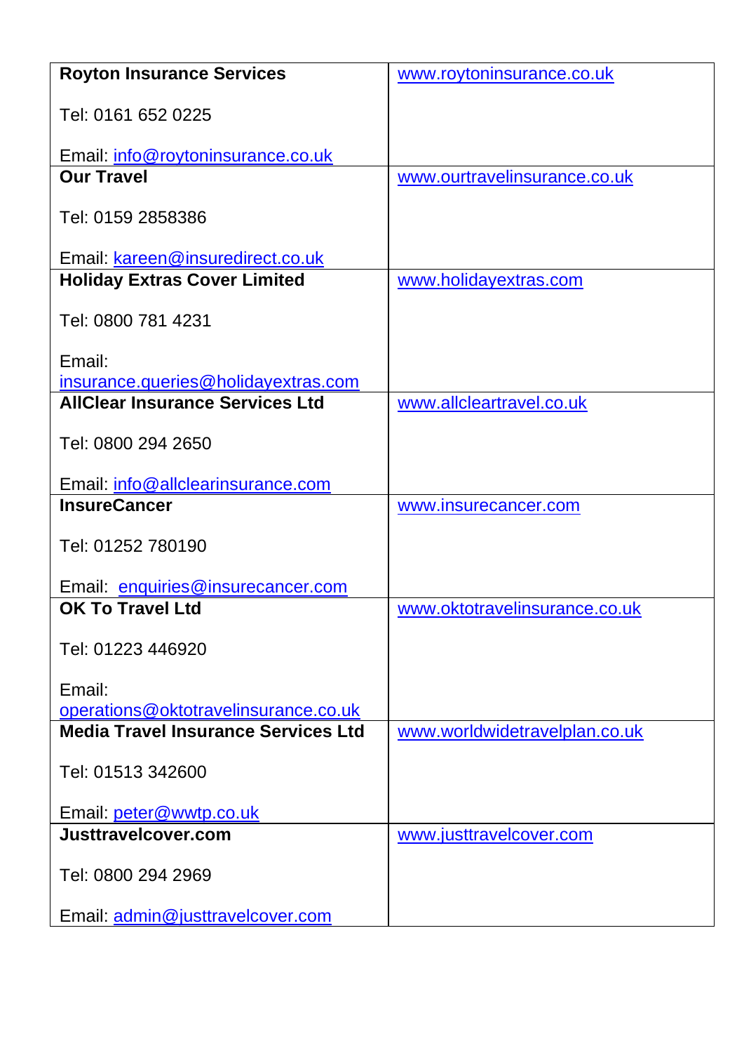| | |
|---|---|
| **Royton Insurance Services**<br><br>Tel: 0161 652 0225<br><br>Email: info@roytoninsurance.co.uk | www.roytoninsurance.co.uk |
| **Our Travel**<br><br>Tel: 0159 2858386<br><br>Email: kareen@insuredirect.co.uk | www.ourtravelinsurance.co.uk |
| **Holiday Extras Cover Limited**<br><br>Tel: 0800 781 4231<br><br>Email: insurance.queries@holidayextras.com | www.holidayextras.com |
| **AllClear Insurance Services Ltd**<br><br>Tel: 0800 294 2650<br><br>Email: info@allclearinsurance.com | www.allcleartravel.co.uk |
| **InsureCancer**<br><br>Tel: 01252 780190<br><br>Email: enquiries@insurecancer.com | www.insurecancer.com |
| **OK To Travel Ltd**<br><br>Tel: 01223 446920<br><br>Email: operations@oktotravelinsurance.co.uk | www.oktotravelinsurance.co.uk |
| **Media Travel Insurance Services Ltd**<br><br>Tel: 01513 342600<br><br>Email: peter@wwtp.co.uk | www.worldwidetravelplan.co.uk |
| **Justtravelcover.com**<br><br>Tel: 0800 294 2969<br><br>Email: admin@justtravelcover.com | www.justtravelcover.com |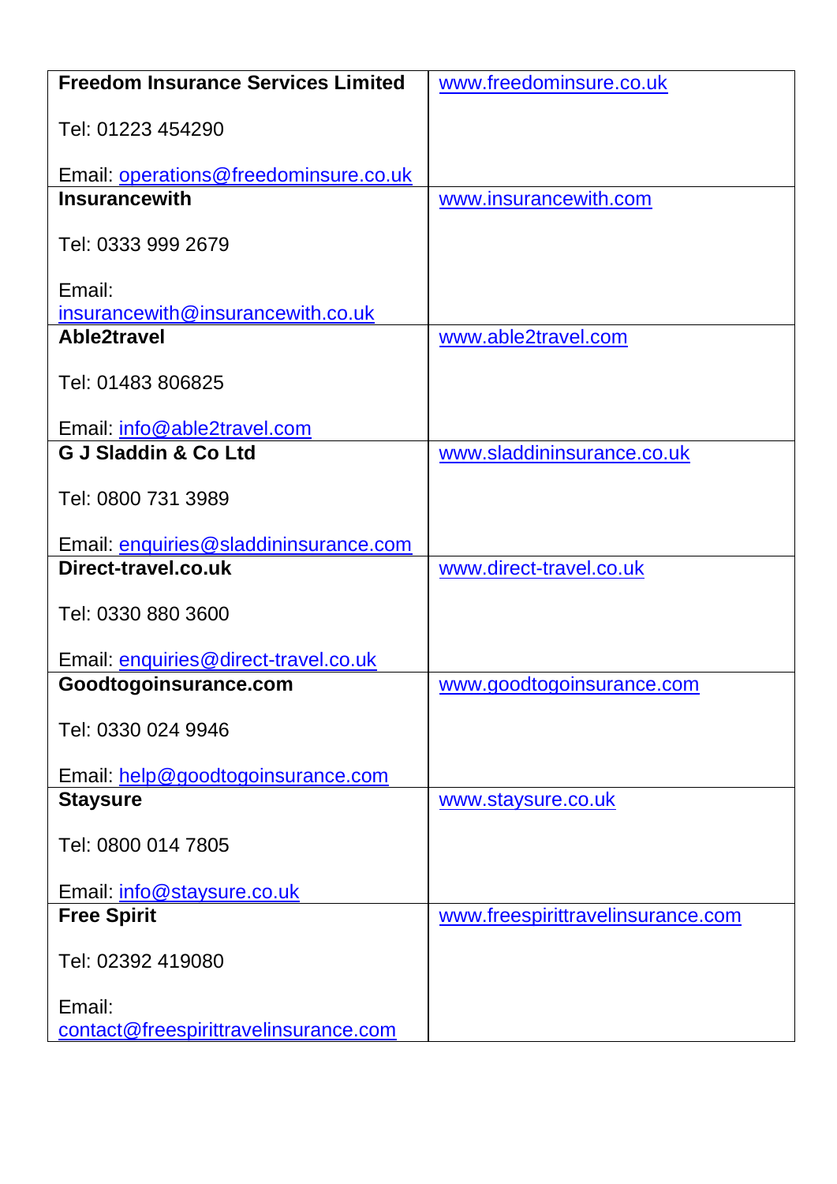| | |
|---|---|
| **Freedom Insurance Services Limited**<br><br>Tel: 01223 454290<br><br>Email: operations@freedominsure.co.uk | www.freedominsure.co.uk |
| **Insurancewith**<br><br>Tel: 0333 999 2679<br><br>Email: insurancewith@insurancewith.co.uk | www.insurancewith.com |
| **Able2travel**<br><br>Tel: 01483 806825<br><br>Email: info@able2travel.com | www.able2travel.com |
| **G J Sladdin & Co Ltd**<br><br>Tel: 0800 731 3989<br><br>Email: enquiries@sladdininsurance.com | www.sladdininsurance.co.uk |
| **Direct-travel.co.uk**<br><br>Tel: 0330 880 3600<br><br>Email: enquiries@direct-travel.co.uk | www.direct-travel.co.uk |
| **Goodtogoinsurance.com**<br><br>Tel: 0330 024 9946<br><br>Email: help@goodtogoinsurance.com | www.goodtogoinsurance.com |
| **Staysure**<br><br>Tel: 0800 014 7805<br><br>Email: info@staysure.co.uk | www.staysure.co.uk |
| **Free Spirit**<br><br>Tel: 02392 419080<br><br>Email: contact@freespirittravelinsurance.com | www.freespirittravelinsurance.com |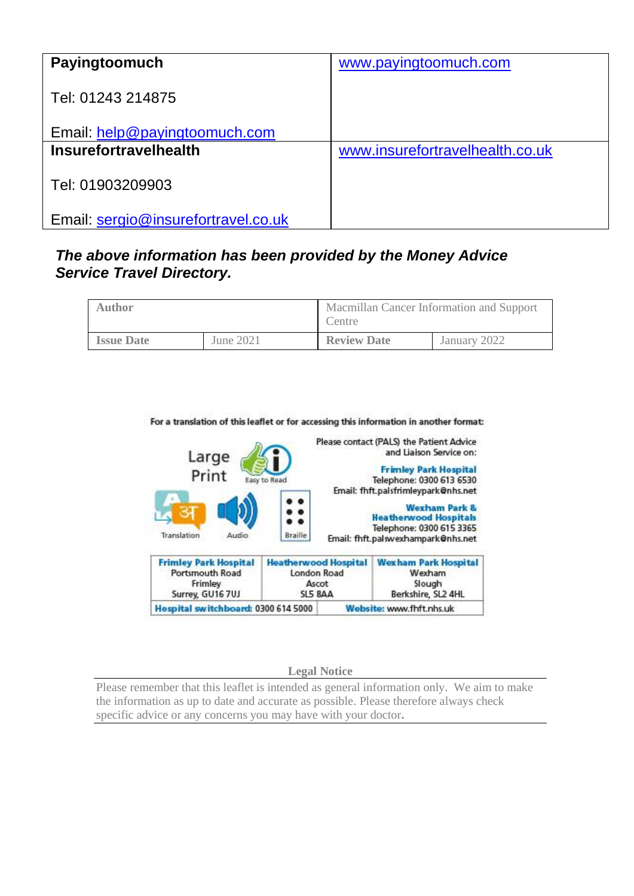| | |
|---|---|
| **Payingtoomuch**<br><br>Tel: 01243 214875<br><br>Email: help@payingtoomuch.com | www.payingtoomuch.com |
| **Insurefortravelhealth**<br><br>Tel: 01903209903<br><br>Email: sergio@insurefortravel.co.uk | www.insurefortravelhealth.co.uk |

***The above information has been provided by the Money Advice Service Travel Directory.***

| | | | |
|---|---|---|---|
| **Author** | | Macmillan Cancer Information and Support Centre | |
| **Issue Date** | June 2021 | **Review Date** | January 2022 |

For a translation of this leaflet or for accessing this information in another format:

Large Print

Easy to Read

Translation

Audio

Braille

Please contact (PALS) the Patient Advice and Liaison Service on:

**Frimley Park Hospital**
Telephone: 0300 613 6530
Email: fhft.palsfrimleypark@nhs.net

**Wexham Park & Heatherwood Hospitals**
Telephone: 0300 615 3365
Email: fhft.palswexhampark@nhs.net

| | | |
|---|---|---|
| **Frimley Park Hospital**<br>Portsmouth Road<br>Frimley<br>Surrey, GU16 7UJ | **Heatherwood Hospital**<br>London Road<br>Ascot<br>SL5 8AA | **Wexham Park Hospital**<br>Wexham<br>Slough<br>Berkshire, SL2 4HL |
| **Hospital switchboard:** 0300 614 5000 | **Website:** www.fhft.nhs.uk | |

**Legal Notice**

Please remember that this leaflet is intended as general information only. We aim to make the information as up to date and accurate as possible. Please therefore always check specific advice or any concerns you may have with your doctor.